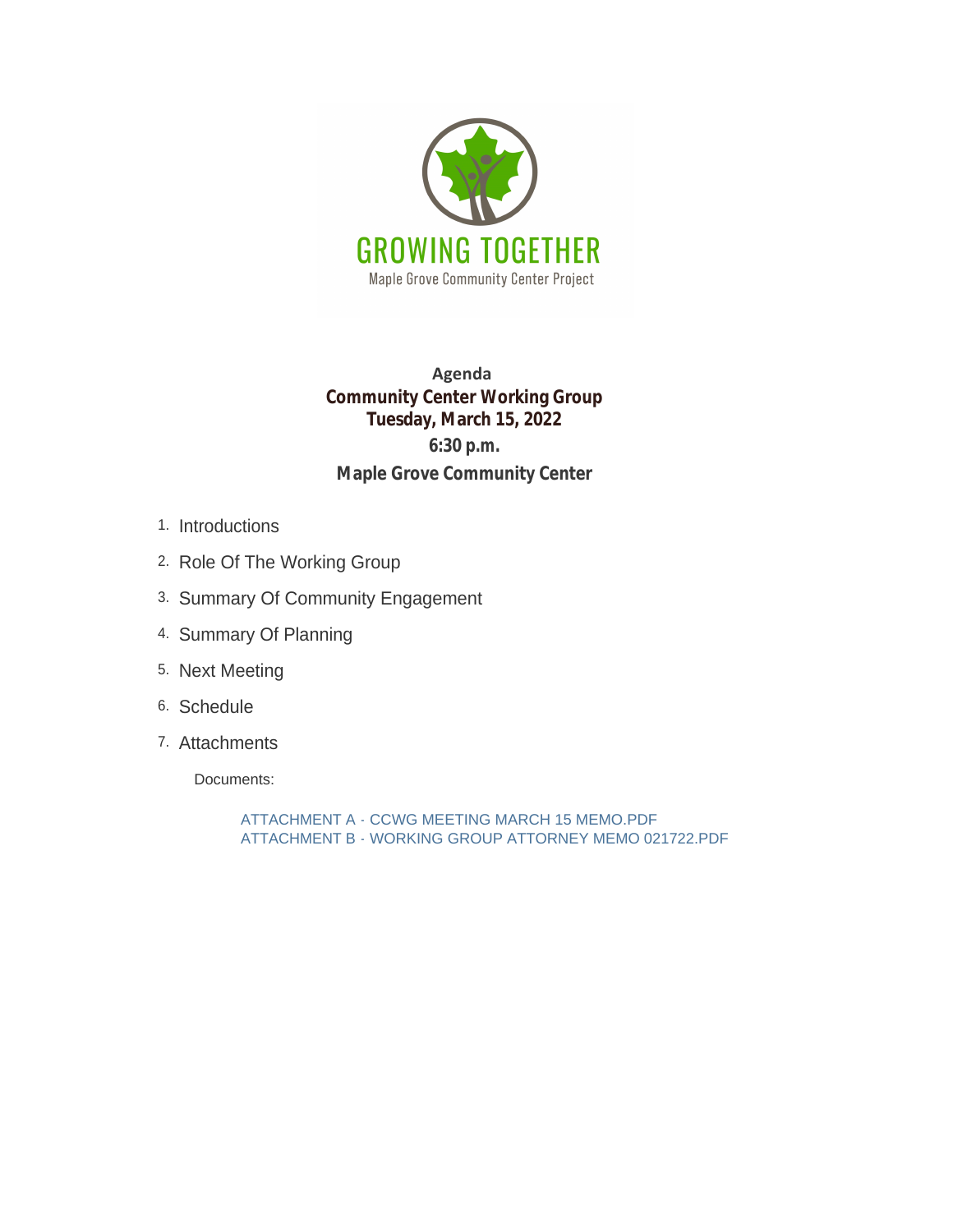GROWING TOGETHER

Maple Grove Community Center Project

**Agenda**

**Community Center Working Group**

**Tuesday, March 15, 2022**

**6:30 p.m.**

**Maple Grove Community Center**

1. Introductions
2. Role Of The Working Group
3. Summary Of Community Engagement
4. Summary Of Planning
5. Next Meeting
6. Schedule
7. Attachments

   Documents:

   ATTACHMENT A - CCWG MEETING MARCH 15 MEMO.PDF
   ATTACHMENT B - WORKING GROUP ATTORNEY MEMO 021722.PDF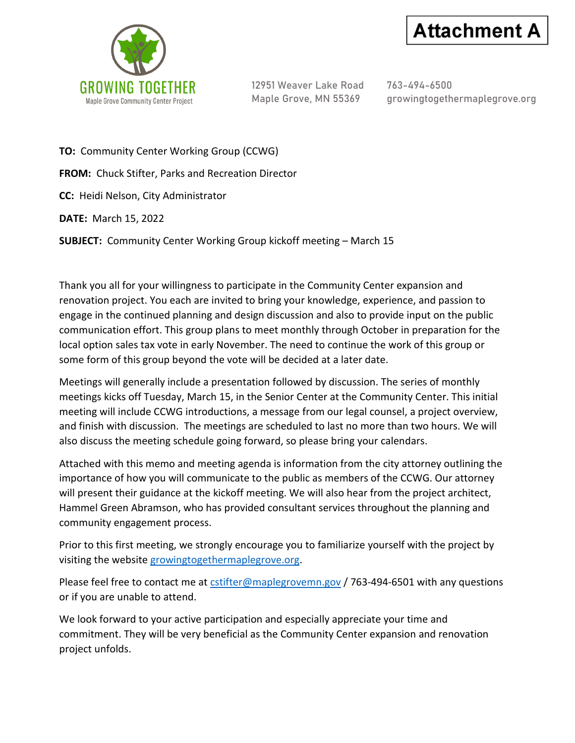**Attachment A**

GROWING TOGETHER
Maple Grove Community Center Project

12951 Weaver Lake Road
Maple Grove, MN 55369

763-494-6500
growingtogethermaplegrove.org

**TO:** Community Center Working Group (CCWG)

**FROM:** Chuck Stifter, Parks and Recreation Director

**CC:** Heidi Nelson, City Administrator

**DATE:** March 15, 2022

**SUBJECT:** Community Center Working Group kickoff meeting – March 15

Thank you all for your willingness to participate in the Community Center expansion and renovation project. You each are invited to bring your knowledge, experience, and passion to engage in the continued planning and design discussion and also to provide input on the public communication effort. This group plans to meet monthly through October in preparation for the local option sales tax vote in early November. The need to continue the work of this group or some form of this group beyond the vote will be decided at a later date.

Meetings will generally include a presentation followed by discussion. The series of monthly meetings kicks off Tuesday, March 15, in the Senior Center at the Community Center. This initial meeting will include CCWG introductions, a message from our legal counsel, a project overview, and finish with discussion. The meetings are scheduled to last no more than two hours. We will also discuss the meeting schedule going forward, so please bring your calendars.

Attached with this memo and meeting agenda is information from the city attorney outlining the importance of how you will communicate to the public as members of the CCWG. Our attorney will present their guidance at the kickoff meeting. We will also hear from the project architect, Hammel Green Abramson, who has provided consultant services throughout the planning and community engagement process.

Prior to this first meeting, we strongly encourage you to familiarize yourself with the project by visiting the website [growingtogethermaplegrove.org](growingtogethermaplegrove.org).

Please feel free to contact me at [cstifter@maplegrovemn.gov](mailto:cstifter@maplegrovemn.gov) / 763-494-6501 with any questions or if you are unable to attend.

We look forward to your active participation and especially appreciate your time and commitment. They will be very beneficial as the Community Center expansion and renovation project unfolds.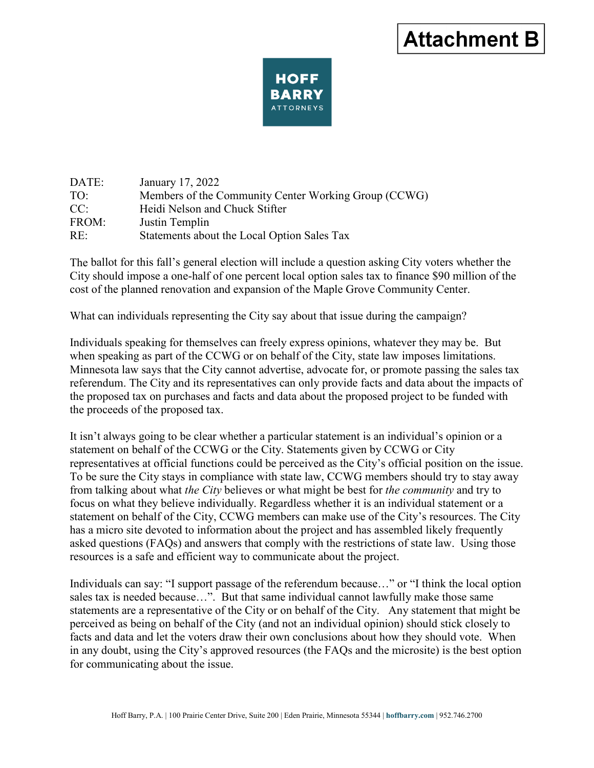# Attachment B

HOFF BARRY ATTORNEYS

DATE: January 17, 2022
TO: Members of the Community Center Working Group (CCWG)
CC: Heidi Nelson and Chuck Stifter
FROM: Justin Templin
RE: Statements about the Local Option Sales Tax

The ballot for this fall's general election will include a question asking City voters whether the City should impose a one-half of one percent local option sales tax to finance $90 million of the cost of the planned renovation and expansion of the Maple Grove Community Center.

What can individuals representing the City say about that issue during the campaign?

Individuals speaking for themselves can freely express opinions, whatever they may be. But when speaking as part of the CCWG or on behalf of the City, state law imposes limitations. Minnesota law says that the City cannot advertise, advocate for, or promote passing the sales tax referendum. The City and its representatives can only provide facts and data about the impacts of the proposed tax on purchases and facts and data about the proposed project to be funded with the proceeds of the proposed tax.

It isn't always going to be clear whether a particular statement is an individual's opinion or a statement on behalf of the CCWG or the City. Statements given by CCWG or City representatives at official functions could be perceived as the City's official position on the issue. To be sure the City stays in compliance with state law, CCWG members should try to stay away from talking about what *the City* believes or what might be best for *the community* and try to focus on what they believe individually. Regardless whether it is an individual statement or a statement on behalf of the City, CCWG members can make use of the City's resources. The City has a micro site devoted to information about the project and has assembled likely frequently asked questions (FAQs) and answers that comply with the restrictions of state law. Using those resources is a safe and efficient way to communicate about the project.

Individuals can say: "I support passage of the referendum because…" or "I think the local option sales tax is needed because…". But that same individual cannot lawfully make those same statements are a representative of the City or on behalf of the City. Any statement that might be perceived as being on behalf of the City (and not an individual opinion) should stick closely to facts and data and let the voters draw their own conclusions about how they should vote. When in any doubt, using the City's approved resources (the FAQs and the microsite) is the best option for communicating about the issue.

Hoff Barry, P.A. | 100 Prairie Center Drive, Suite 200 | Eden Prairie, Minnesota 55344 | **hoffbarry.com** | 952.746.2700